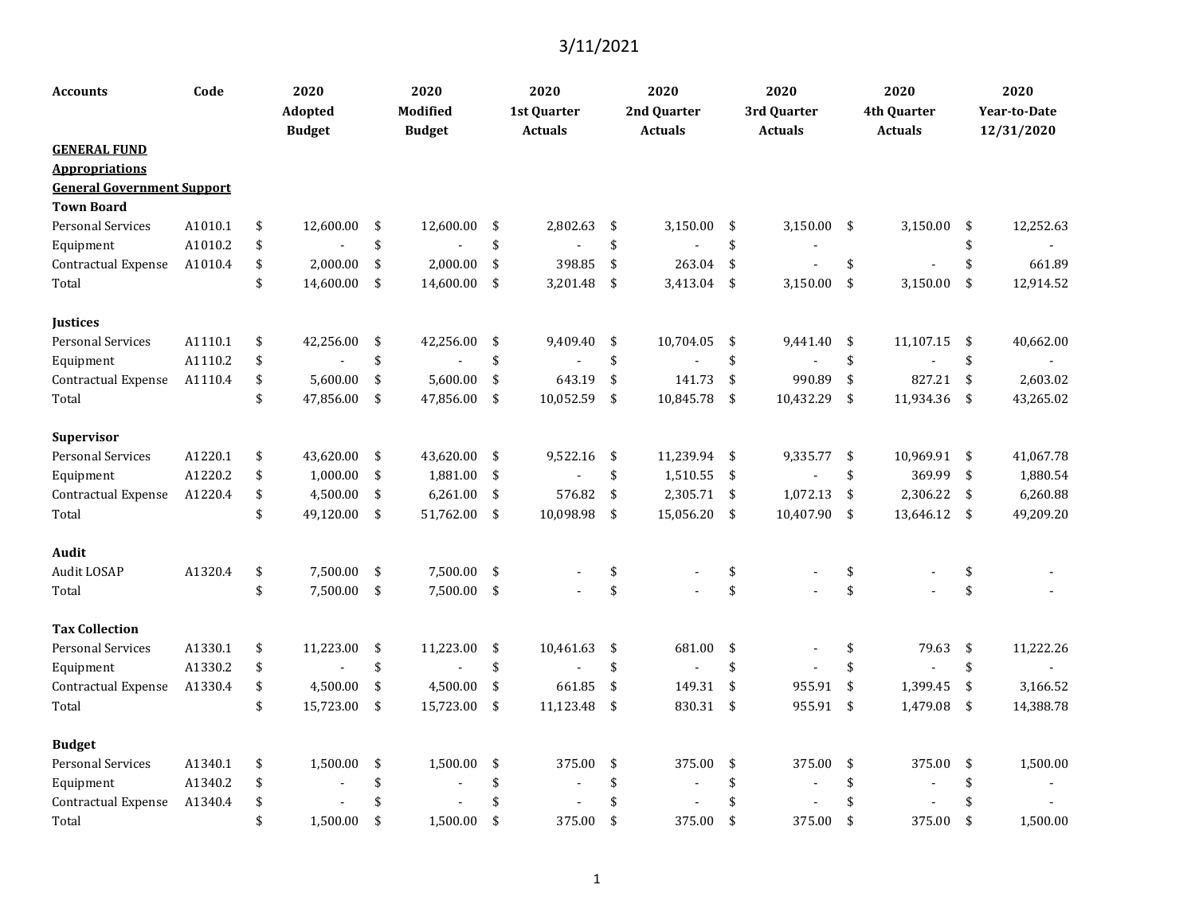3/11/2021

| Accounts | Code | 2020 Adopted Budget | 2020 Modified Budget | 2020 1st Quarter Actuals | 2020 2nd Quarter Actuals | 2020 3rd Quarter Actuals | 2020 4th Quarter Actuals | 2020 Year-to-Date 12/31/2020 |
|---|---|---|---|---|---|---|---|---|
| **GENERAL FUND** | | | | | | | | |
| **Appropriations** | | | | | | | | |
| **General Government Support** | | | | | | | | |
| **Town Board** | | | | | | | | |
| Personal Services | A1010.1 | $ 12,600.00 | $ 12,600.00 | $ 2,802.63 | $ 3,150.00 | $ 3,150.00 | $ 3,150.00 | $ 12,252.63 |
| Equipment | A1010.2 | $ - | $ - | $ - | $ - | $ - | | $ - |
| Contractual Expense | A1010.4 | $ 2,000.00 | $ 2,000.00 | $ 398.85 | $ 263.04 | $ - | $ - | $ 661.89 |
| Total | | $ 14,600.00 | $ 14,600.00 | $ 3,201.48 | $ 3,413.04 | $ 3,150.00 | $ 3,150.00 | $ 12,914.52 |
| | | | | | | | | |
| **Justices** | | | | | | | | |
| Personal Services | A1110.1 | $ 42,256.00 | $ 42,256.00 | $ 9,409.40 | $ 10,704.05 | $ 9,441.40 | $ 11,107.15 | $ 40,662.00 |
| Equipment | A1110.2 | $ - | $ - | $ - | $ - | $ - | $ - | $ - |
| Contractual Expense | A1110.4 | $ 5,600.00 | $ 5,600.00 | $ 643.19 | $ 141.73 | $ 990.89 | $ 827.21 | $ 2,603.02 |
| Total | | $ 47,856.00 | $ 47,856.00 | $ 10,052.59 | $ 10,845.78 | $ 10,432.29 | $ 11,934.36 | $ 43,265.02 |
| | | | | | | | | |
| **Supervisor** | | | | | | | | |
| Personal Services | A1220.1 | $ 43,620.00 | $ 43,620.00 | $ 9,522.16 | $ 11,239.94 | $ 9,335.77 | $ 10,969.91 | $ 41,067.78 |
| Equipment | A1220.2 | $ 1,000.00 | $ 1,881.00 | $ - | $ 1,510.55 | $ - | $ 369.99 | $ 1,880.54 |
| Contractual Expense | A1220.4 | $ 4,500.00 | $ 6,261.00 | $ 576.82 | $ 2,305.71 | $ 1,072.13 | $ 2,306.22 | $ 6,260.88 |
| Total | | $ 49,120.00 | $ 51,762.00 | $ 10,098.98 | $ 15,056.20 | $ 10,407.90 | $ 13,646.12 | $ 49,209.20 |
| | | | | | | | | |
| **Audit** | | | | | | | | |
| Audit LOSAP | A1320.4 | $ 7,500.00 | $ 7,500.00 | $ - | $ - | $ - | $ - | $ - |
| Total | | $ 7,500.00 | $ 7,500.00 | $ - | $ - | $ - | $ - | $ - |
| | | | | | | | | |
| **Tax Collection** | | | | | | | | |
| Personal Services | A1330.1 | $ 11,223.00 | $ 11,223.00 | $ 10,461.63 | $ 681.00 | $ - | $ 79.63 | $ 11,222.26 |
| Equipment | A1330.2 | $ - | $ - | $ - | $ - | $ - | $ - | $ - |
| Contractual Expense | A1330.4 | $ 4,500.00 | $ 4,500.00 | $ 661.85 | $ 149.31 | $ 955.91 | $ 1,399.45 | $ 3,166.52 |
| Total | | $ 15,723.00 | $ 15,723.00 | $ 11,123.48 | $ 830.31 | $ 955.91 | $ 1,479.08 | $ 14,388.78 |
| | | | | | | | | |
| **Budget** | | | | | | | | |
| Personal Services | A1340.1 | $ 1,500.00 | $ 1,500.00 | $ 375.00 | $ 375.00 | $ 375.00 | $ 375.00 | $ 1,500.00 |
| Equipment | A1340.2 | $ - | $ - | $ - | $ - | $ - | $ - | $ - |
| Contractual Expense | A1340.4 | $ - | $ - | $ - | $ - | $ - | $ - | $ - |
| Total | | $ 1,500.00 | $ 1,500.00 | $ 375.00 | $ 375.00 | $ 375.00 | $ 375.00 | $ 1,500.00 |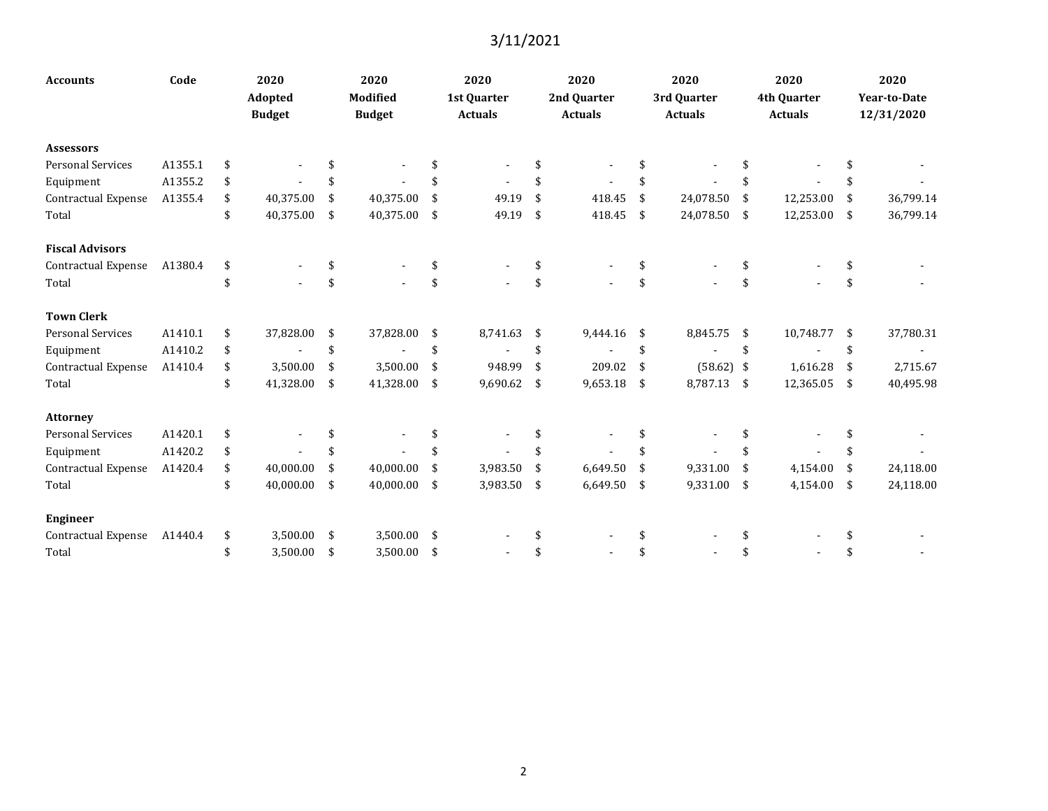3/11/2021

| Accounts | Code | 2020 Adopted Budget | 2020 Modified Budget | 2020 1st Quarter Actuals | 2020 2nd Quarter Actuals | 2020 3rd Quarter Actuals | 2020 4th Quarter Actuals | 2020 Year-to-Date 12/31/2020 |
|---|---|---|---|---|---|---|---|---|
| **Assessors** | | | | | | | | |
| Personal Services | A1355.1 | $ - | $ - | $ - | $ - | $ - | $ - | $ - |
| Equipment | A1355.2 | $ - | $ - | $ - | $ - | $ - | $ - | $ - |
| Contractual Expense | A1355.4 | $ 40,375.00 | $ 40,375.00 | $ 49.19 | $ 418.45 | $ 24,078.50 | $ 12,253.00 | $ 36,799.14 |
| Total | | $ 40,375.00 | $ 40,375.00 | $ 49.19 | $ 418.45 | $ 24,078.50 | $ 12,253.00 | $ 36,799.14 |
| **Fiscal Advisors** | | | | | | | | |
| Contractual Expense | A1380.4 | $ - | $ - | $ - | $ - | $ - | $ - | $ - |
| Total | | $ - | $ - | $ - | $ - | $ - | $ - | $ - |
| **Town Clerk** | | | | | | | | |
| Personal Services | A1410.1 | $ 37,828.00 | $ 37,828.00 | $ 8,741.63 | $ 9,444.16 | $ 8,845.75 | $ 10,748.77 | $ 37,780.31 |
| Equipment | A1410.2 | $ - | $ - | $ - | $ - | $ - | $ - | $ - |
| Contractual Expense | A1410.4 | $ 3,500.00 | $ 3,500.00 | $ 948.99 | $ 209.02 | $ (58.62) | $ 1,616.28 | $ 2,715.67 |
| Total | | $ 41,328.00 | $ 41,328.00 | $ 9,690.62 | $ 9,653.18 | $ 8,787.13 | $ 12,365.05 | $ 40,495.98 |
| **Attorney** | | | | | | | | |
| Personal Services | A1420.1 | $ - | $ - | $ - | $ - | $ - | $ - | $ - |
| Equipment | A1420.2 | $ - | $ - | $ - | $ - | $ - | $ - | $ - |
| Contractual Expense | A1420.4 | $ 40,000.00 | $ 40,000.00 | $ 3,983.50 | $ 6,649.50 | $ 9,331.00 | $ 4,154.00 | $ 24,118.00 |
| Total | | $ 40,000.00 | $ 40,000.00 | $ 3,983.50 | $ 6,649.50 | $ 9,331.00 | $ 4,154.00 | $ 24,118.00 |
| **Engineer** | | | | | | | | |
| Contractual Expense | A1440.4 | $ 3,500.00 | $ 3,500.00 | $ - | $ - | $ - | $ - | $ - |
| Total | | $ 3,500.00 | $ 3,500.00 | $ - | $ - | $ - | $ - | $ - |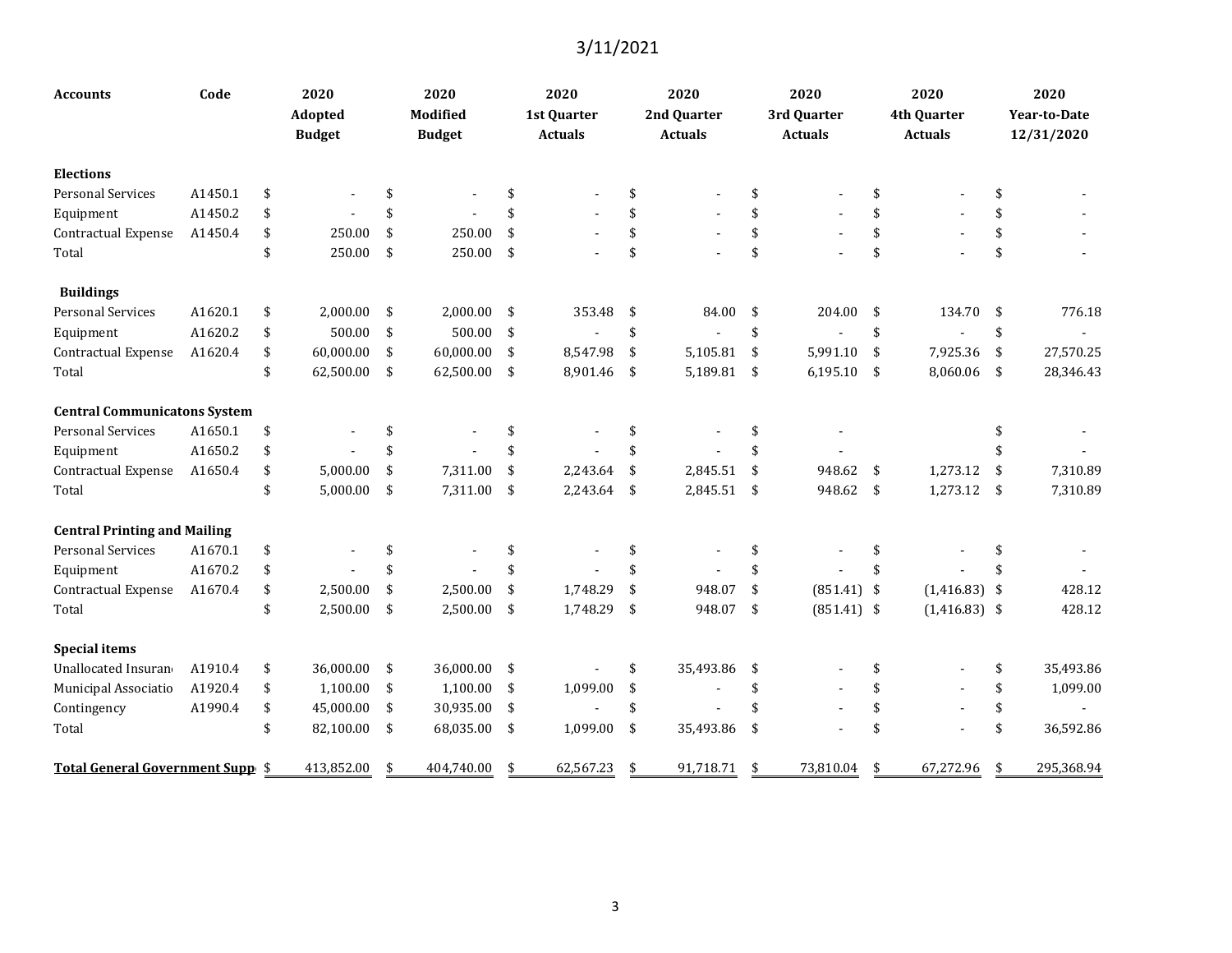3/11/2021

| Accounts | Code | 2020 Adopted Budget | 2020 Modified Budget | 2020 1st Quarter Actuals | 2020 2nd Quarter Actuals | 2020 3rd Quarter Actuals | 2020 4th Quarter Actuals | 2020 Year-to-Date 12/31/2020 |
|---|---|---|---|---|---|---|---|---|
| **Elections** | | | | | | | | |
| Personal Services | A1450.1 | $ - | $ - | $ - | $ - | $ - | $ - | $ - |
| Equipment | A1450.2 | $ - | $ - | $ - | $ - | $ - | $ - | $ - |
| Contractual Expense | A1450.4 | $ 250.00 | $ 250.00 | $ - | $ - | $ - | $ - | $ - |
| Total | | $ 250.00 | $ 250.00 | $ - | $ - | $ - | $ - | $ - |
| **Buildings** | | | | | | | | |
| Personal Services | A1620.1 | $ 2,000.00 | $ 2,000.00 | $ 353.48 | $ 84.00 | $ 204.00 | $ 134.70 | $ 776.18 |
| Equipment | A1620.2 | $ 500.00 | $ 500.00 | $ - | $ - | $ - | $ - | $ - |
| Contractual Expense | A1620.4 | $ 60,000.00 | $ 60,000.00 | $ 8,547.98 | $ 5,105.81 | $ 5,991.10 | $ 7,925.36 | $ 27,570.25 |
| Total | | $ 62,500.00 | $ 62,500.00 | $ 8,901.46 | $ 5,189.81 | $ 6,195.10 | $ 8,060.06 | $ 28,346.43 |
| **Central Communicatons System** | | | | | | | | |
| Personal Services | A1650.1 | $ - | $ - | $ - | $ - | $ - | | $ - |
| Equipment | A1650.2 | $ - | $ - | $ - | $ - | $ - | | $ - |
| Contractual Expense | A1650.4 | $ 5,000.00 | $ 7,311.00 | $ 2,243.64 | $ 2,845.51 | $ 948.62 | $ 1,273.12 | $ 7,310.89 |
| Total | | $ 5,000.00 | $ 7,311.00 | $ 2,243.64 | $ 2,845.51 | $ 948.62 | $ 1,273.12 | $ 7,310.89 |
| **Central Printing and Mailing** | | | | | | | | |
| Personal Services | A1670.1 | $ - | $ - | $ - | $ - | $ - | $ - | $ - |
| Equipment | A1670.2 | $ - | $ - | $ - | $ - | $ - | $ - | $ - |
| Contractual Expense | A1670.4 | $ 2,500.00 | $ 2,500.00 | $ 1,748.29 | $ 948.07 | $ (851.41) | $ (1,416.83) | $ 428.12 |
| Total | | $ 2,500.00 | $ 2,500.00 | $ 1,748.29 | $ 948.07 | $ (851.41) | $ (1,416.83) | $ 428.12 |
| **Special items** | | | | | | | | |
| Unallocated Insuran | A1910.4 | $ 36,000.00 | $ 36,000.00 | $ - | $ 35,493.86 | $ - | $ - | $ 35,493.86 |
| Municipal Associatio | A1920.4 | $ 1,100.00 | $ 1,100.00 | $ 1,099.00 | $ - | $ - | $ - | $ 1,099.00 |
| Contingency | A1990.4 | $ 45,000.00 | $ 30,935.00 | $ - | $ - | $ - | $ - | $ - |
| Total | | $ 82,100.00 | $ 68,035.00 | $ 1,099.00 | $ 35,493.86 | $ - | $ - | $ 36,592.86 |
| **Total General Government Supp** | | $ 413,852.00 | $ 404,740.00 | $ 62,567.23 | $ 91,718.71 | $ 73,810.04 | $ 67,272.96 | $ 295,368.94 |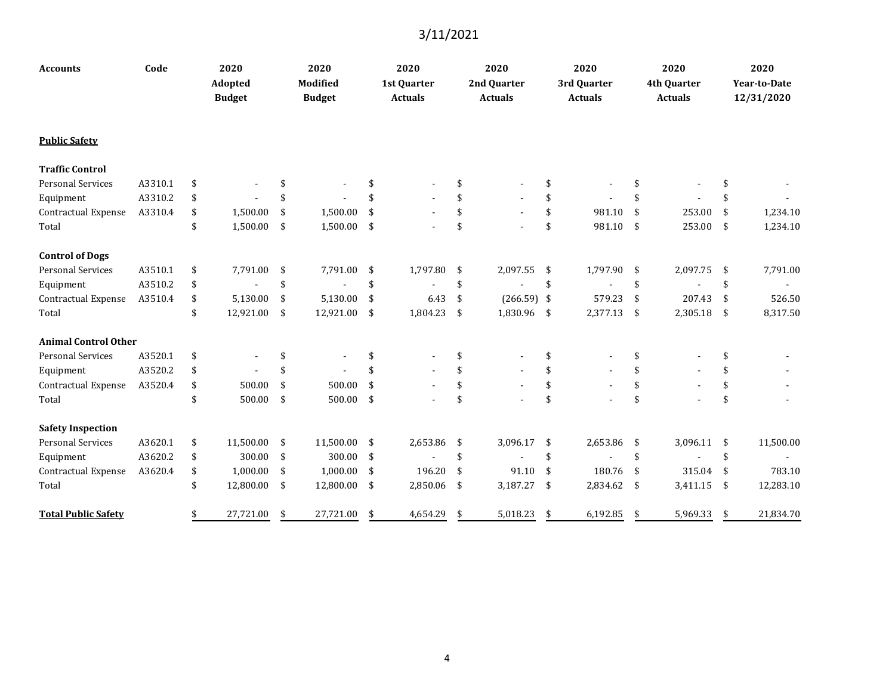3/11/2021

| Accounts | Code | 2020 Adopted Budget | 2020 Modified Budget | 2020 1st Quarter Actuals | 2020 2nd Quarter Actuals | 2020 3rd Quarter Actuals | 2020 4th Quarter Actuals | 2020 Year-to-Date 12/31/2020 |
|---|---|---|---|---|---|---|---|---|
| **Public Safety** | | | | | | | | |
| **Traffic Control** | | | | | | | | |
| Personal Services | A3310.1 | $ - | $ - | $ - | $ - | $ - | $ - | $ - |
| Equipment | A3310.2 | $ - | $ - | $ - | $ - | $ - | $ - | $ - |
| Contractual Expense | A3310.4 | $ 1,500.00 | $ 1,500.00 | $ - | $ - | $ 981.10 | $ 253.00 | $ 1,234.10 |
| Total | | $ 1,500.00 | $ 1,500.00 | $ - | $ - | $ 981.10 | $ 253.00 | $ 1,234.10 |
| **Control of Dogs** | | | | | | | | |
| Personal Services | A3510.1 | $ 7,791.00 | $ 7,791.00 | $ 1,797.80 | $ 2,097.55 | $ 1,797.90 | $ 2,097.75 | $ 7,791.00 |
| Equipment | A3510.2 | $ - | $ - | $ - | $ - | $ - | $ - | $ - |
| Contractual Expense | A3510.4 | $ 5,130.00 | $ 5,130.00 | $ 6.43 | $ (266.59) | $ 579.23 | $ 207.43 | $ 526.50 |
| Total | | $ 12,921.00 | $ 12,921.00 | $ 1,804.23 | $ 1,830.96 | $ 2,377.13 | $ 2,305.18 | $ 8,317.50 |
| **Animal Control Other** | | | | | | | | |
| Personal Services | A3520.1 | $ - | $ - | $ - | $ - | $ - | $ - | $ - |
| Equipment | A3520.2 | $ - | $ - | $ - | $ - | $ - | $ - | $ - |
| Contractual Expense | A3520.4 | $ 500.00 | $ 500.00 | $ - | $ - | $ - | $ - | $ - |
| Total | | $ 500.00 | $ 500.00 | $ - | $ - | $ - | $ - | $ - |
| **Safety Inspection** | | | | | | | | |
| Personal Services | A3620.1 | $ 11,500.00 | $ 11,500.00 | $ 2,653.86 | $ 3,096.17 | $ 2,653.86 | $ 3,096.11 | $ 11,500.00 |
| Equipment | A3620.2 | $ 300.00 | $ 300.00 | $ - | $ - | $ - | $ - | $ - |
| Contractual Expense | A3620.4 | $ 1,000.00 | $ 1,000.00 | $ 196.20 | $ 91.10 | $ 180.76 | $ 315.04 | $ 783.10 |
| Total | | $ 12,800.00 | $ 12,800.00 | $ 2,850.06 | $ 3,187.27 | $ 2,834.62 | $ 3,411.15 | $ 12,283.10 |
| **Total Public Safety** | | $ 27,721.00 | $ 27,721.00 | $ 4,654.29 | $ 5,018.23 | $ 6,192.85 | $ 5,969.33 | $ 21,834.70 |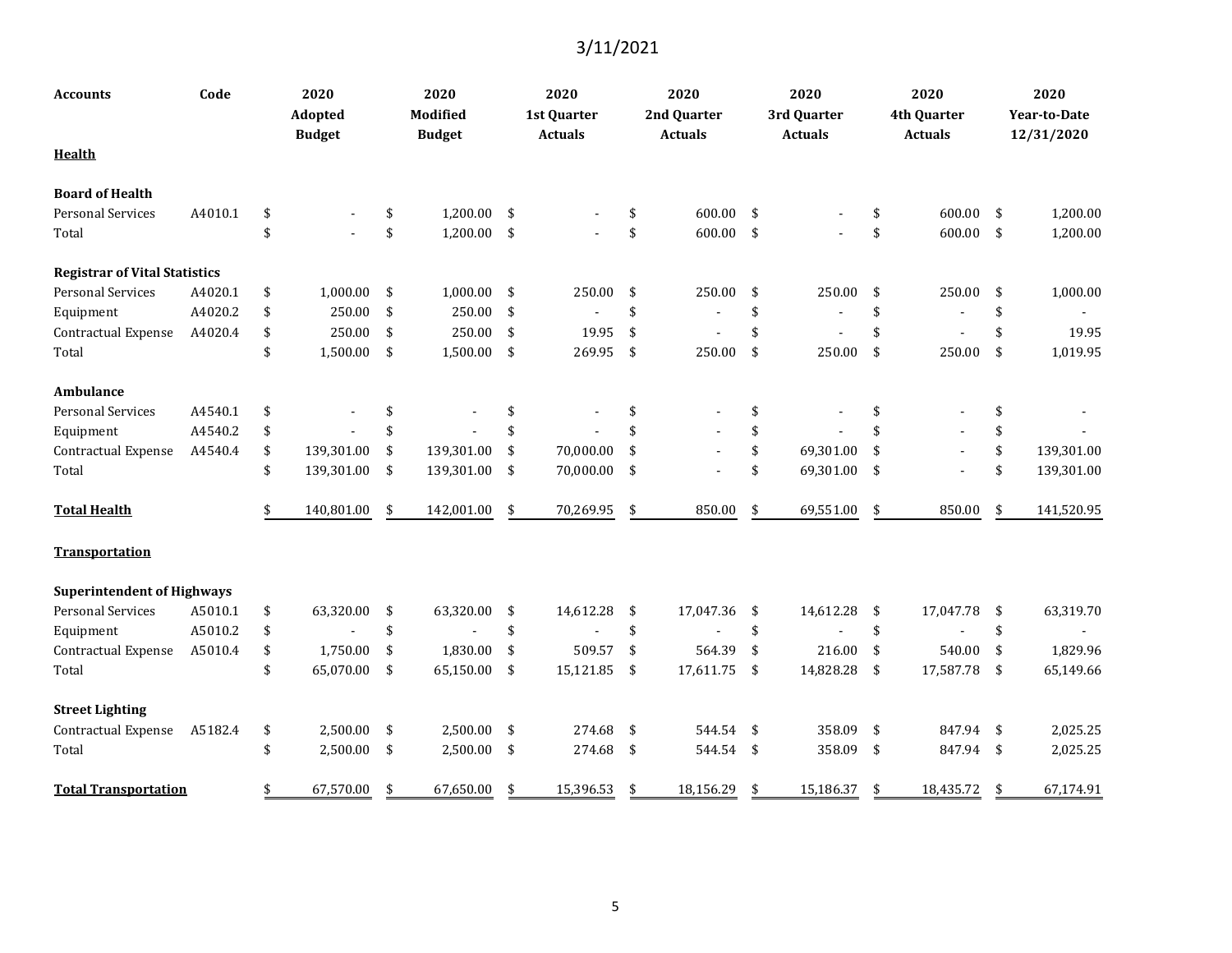3/11/2021

| Accounts | Code | 2020 Adopted Budget | 2020 Modified Budget | 2020 1st Quarter Actuals | 2020 2nd Quarter Actuals | 2020 3rd Quarter Actuals | 2020 4th Quarter Actuals | 2020 Year-to-Date 12/31/2020 |
|---|---|---|---|---|---|---|---|---|
| **Health** | | | | | | | | |
| **Board of Health** | | | | | | | | |
| Personal Services | A4010.1 | $ - | $ 1,200.00 | $ - | $ 600.00 | $ - | $ 600.00 | $ 1,200.00 |
| Total | | $ - | $ 1,200.00 | $ - | $ 600.00 | $ - | $ 600.00 | $ 1,200.00 |
| **Registrar of Vital Statistics** | | | | | | | | |
| Personal Services | A4020.1 | $ 1,000.00 | $ 1,000.00 | $ 250.00 | $ 250.00 | $ 250.00 | $ 250.00 | $ 1,000.00 |
| Equipment | A4020.2 | $ 250.00 | $ 250.00 | $ - | $ - | $ - | $ - | $ - |
| Contractual Expense | A4020.4 | $ 250.00 | $ 250.00 | $ 19.95 | $ - | $ - | $ - | $ 19.95 |
| Total | | $ 1,500.00 | $ 1,500.00 | $ 269.95 | $ 250.00 | $ 250.00 | $ 250.00 | $ 1,019.95 |
| **Ambulance** | | | | | | | | |
| Personal Services | A4540.1 | $ - | $ - | $ - | $ - | $ - | $ - | $ - |
| Equipment | A4540.2 | $ - | $ - | $ - | $ - | $ - | $ - | $ - |
| Contractual Expense | A4540.4 | $ 139,301.00 | $ 139,301.00 | $ 70,000.00 | $ - | $ 69,301.00 | $ - | $ 139,301.00 |
| Total | | $ 139,301.00 | $ 139,301.00 | $ 70,000.00 | $ - | $ 69,301.00 | $ - | $ 139,301.00 |
| **Total Health** | | $ 140,801.00 | $ 142,001.00 | $ 70,269.95 | $ 850.00 | $ 69,551.00 | $ 850.00 | $ 141,520.95 |
| **Transportation** | | | | | | | | |
| **Superintendent of Highways** | | | | | | | | |
| Personal Services | A5010.1 | $ 63,320.00 | $ 63,320.00 | $ 14,612.28 | $ 17,047.36 | $ 14,612.28 | $ 17,047.78 | $ 63,319.70 |
| Equipment | A5010.2 | $ - | $ - | $ - | $ - | $ - | $ - | $ - |
| Contractual Expense | A5010.4 | $ 1,750.00 | $ 1,830.00 | $ 509.57 | $ 564.39 | $ 216.00 | $ 540.00 | $ 1,829.96 |
| Total | | $ 65,070.00 | $ 65,150.00 | $ 15,121.85 | $ 17,611.75 | $ 14,828.28 | $ 17,587.78 | $ 65,149.66 |
| **Street Lighting** | | | | | | | | |
| Contractual Expense | A5182.4 | $ 2,500.00 | $ 2,500.00 | $ 274.68 | $ 544.54 | $ 358.09 | $ 847.94 | $ 2,025.25 |
| Total | | $ 2,500.00 | $ 2,500.00 | $ 274.68 | $ 544.54 | $ 358.09 | $ 847.94 | $ 2,025.25 |
| **Total Transportation** | | $ 67,570.00 | $ 67,650.00 | $ 15,396.53 | $ 18,156.29 | $ 15,186.37 | $ 18,435.72 | $ 67,174.91 |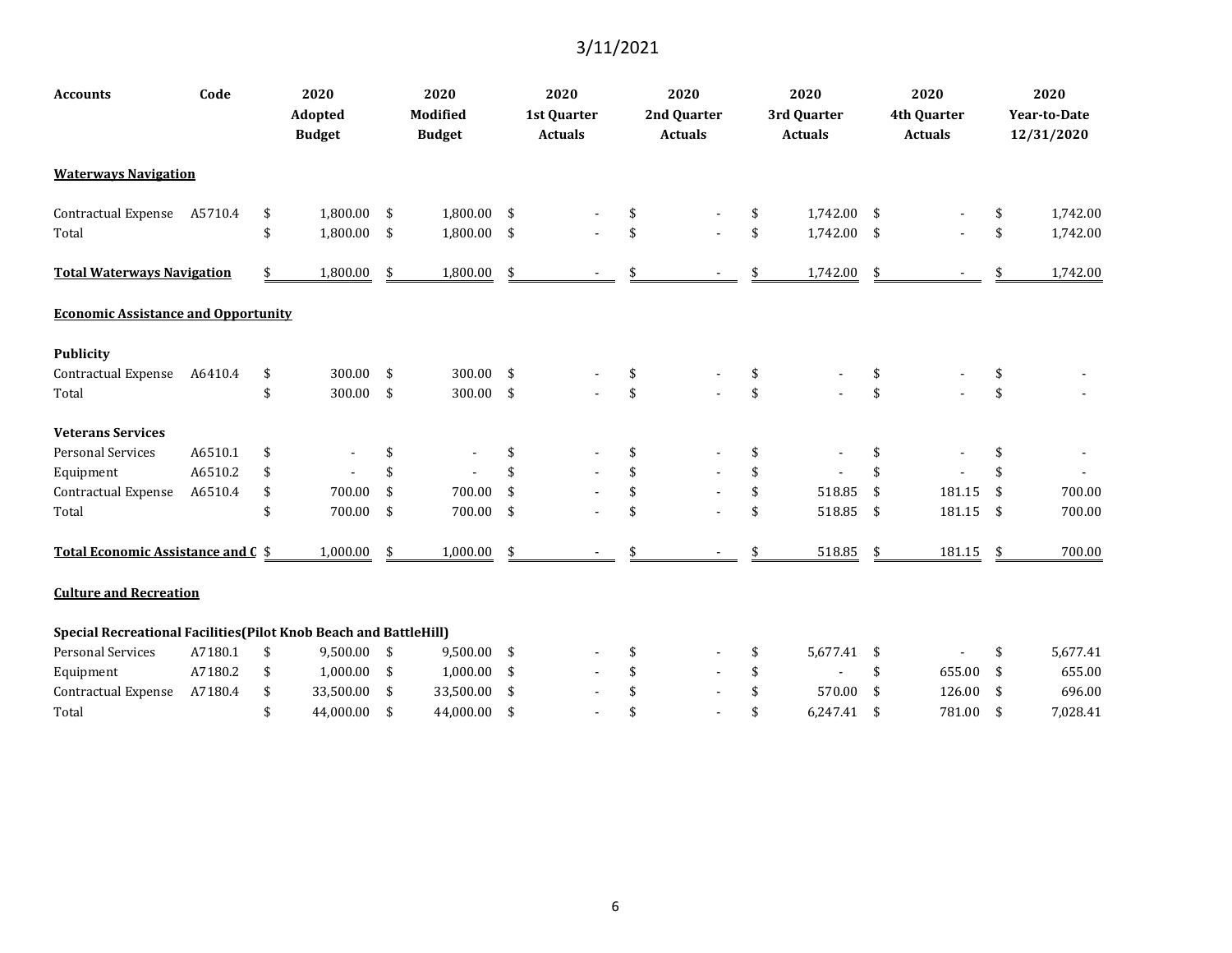3/11/2021

| Accounts | Code | 2020 Adopted Budget | 2020 Modified Budget | 2020 1st Quarter Actuals | 2020 2nd Quarter Actuals | 2020 3rd Quarter Actuals | 2020 4th Quarter Actuals | 2020 Year-to-Date 12/31/2020 |
|---|---|---|---|---|---|---|---|---|
| **Waterways Navigation** | | | | | | | | |
| Contractual Expense | A5710.4 | $ 1,800.00 | $ 1,800.00 | $ - | $ - | $ 1,742.00 | $ - | $ 1,742.00 |
| Total | | $ 1,800.00 | $ 1,800.00 | $ - | $ - | $ 1,742.00 | $ - | $ 1,742.00 |
| **Total Waterways Navigation** | | $ 1,800.00 | $ 1,800.00 | $ - | $ - | $ 1,742.00 | $ - | $ 1,742.00 |
| **Economic Assistance and Opportunity** | | | | | | | | |
| **Publicity** | | | | | | | | |
| Contractual Expense | A6410.4 | $ 300.00 | $ 300.00 | $ - | $ - | $ - | $ - | $ - |
| Total | | $ 300.00 | $ 300.00 | $ - | $ - | $ - | $ - | $ - |
| **Veterans Services** | | | | | | | | |
| Personal Services | A6510.1 | $ - | $ - | $ - | $ - | $ - | $ - | $ - |
| Equipment | A6510.2 | $ - | $ - | $ - | $ - | $ - | $ - | $ - |
| Contractual Expense | A6510.4 | $ 700.00 | $ 700.00 | $ - | $ - | $ 518.85 | $ 181.15 | $ 700.00 |
| Total | | $ 700.00 | $ 700.00 | $ - | $ - | $ 518.85 | $ 181.15 | $ 700.00 |
| **Total Economic Assistance and C** | | $ 1,000.00 | $ 1,000.00 | $ - | $ - | $ 518.85 | $ 181.15 | $ 700.00 |
| **Culture and Recreation** | | | | | | | | |
| **Special Recreational Facilities(Pilot Knob Beach and BattleHill)** | | | | | | | | |
| Personal Services | A7180.1 | $ 9,500.00 | $ 9,500.00 | $ - | $ - | $ 5,677.41 | $ - | $ 5,677.41 |
| Equipment | A7180.2 | $ 1,000.00 | $ 1,000.00 | $ - | $ - | $ - | $ 655.00 | $ 655.00 |
| Contractual Expense | A7180.4 | $ 33,500.00 | $ 33,500.00 | $ - | $ - | $ 570.00 | $ 126.00 | $ 696.00 |
| Total | | $ 44,000.00 | $ 44,000.00 | $ - | $ - | $ 6,247.41 | $ 781.00 | $ 7,028.41 |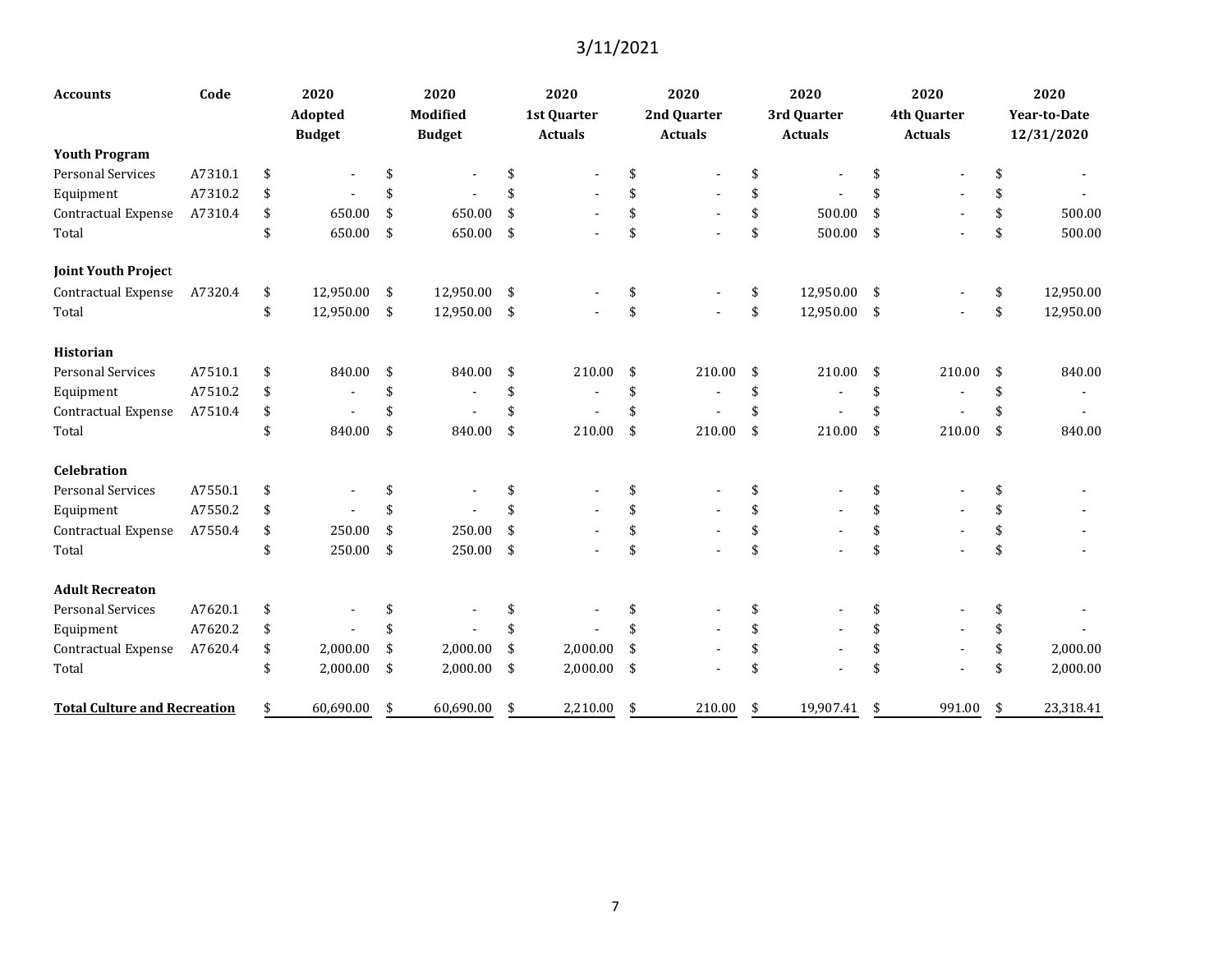3/11/2021

| Accounts | Code | 2020 Adopted Budget | 2020 Modified Budget | 2020 1st Quarter Actuals | 2020 2nd Quarter Actuals | 2020 3rd Quarter Actuals | 2020 4th Quarter Actuals | 2020 Year-to-Date 12/31/2020 |
|---|---|---|---|---|---|---|---|---|
| **Youth Program** | | | | | | | | |
| Personal Services | A7310.1 | $ - | $ - | $ - | $ - | $ - | $ - | $ - |
| Equipment | A7310.2 | $ - | $ - | $ - | $ - | $ - | $ - | $ - |
| Contractual Expense | A7310.4 | $ 650.00 | $ 650.00 | $ - | $ - | $ 500.00 | $ - | $ 500.00 |
| Total | | $ 650.00 | $ 650.00 | $ - | $ - | $ 500.00 | $ - | $ 500.00 |
| **Joint Youth Project** | | | | | | | | |
| Contractual Expense | A7320.4 | $ 12,950.00 | $ 12,950.00 | $ - | $ - | $ 12,950.00 | $ - | $ 12,950.00 |
| Total | | $ 12,950.00 | $ 12,950.00 | $ - | $ - | $ 12,950.00 | $ - | $ 12,950.00 |
| **Historian** | | | | | | | | |
| Personal Services | A7510.1 | $ 840.00 | $ 840.00 | $ 210.00 | $ 210.00 | $ 210.00 | $ 210.00 | $ 840.00 |
| Equipment | A7510.2 | $ - | $ - | $ - | $ - | $ - | $ - | $ - |
| Contractual Expense | A7510.4 | $ - | $ - | $ - | $ - | $ - | $ - | $ - |
| Total | | $ 840.00 | $ 840.00 | $ 210.00 | $ 210.00 | $ 210.00 | $ 210.00 | $ 840.00 |
| **Celebration** | | | | | | | | |
| Personal Services | A7550.1 | $ - | $ - | $ - | $ - | $ - | $ - | $ - |
| Equipment | A7550.2 | $ - | $ - | $ - | $ - | $ - | $ - | $ - |
| Contractual Expense | A7550.4 | $ 250.00 | $ 250.00 | $ - | $ - | $ - | $ - | $ - |
| Total | | $ 250.00 | $ 250.00 | $ - | $ - | $ - | $ - | $ - |
| **Adult Recreaton** | | | | | | | | |
| Personal Services | A7620.1 | $ - | $ - | $ - | $ - | $ - | $ - | $ - |
| Equipment | A7620.2 | $ - | $ - | $ - | $ - | $ - | $ - | $ - |
| Contractual Expense | A7620.4 | $ 2,000.00 | $ 2,000.00 | $ 2,000.00 | $ - | $ - | $ - | $ 2,000.00 |
| Total | | $ 2,000.00 | $ 2,000.00 | $ 2,000.00 | $ - | $ - | $ - | $ 2,000.00 |
| **Total Culture and Recreation** | | $ 60,690.00 | $ 60,690.00 | $ 2,210.00 | $ 210.00 | $ 19,907.41 | $ 991.00 | $ 23,318.41 |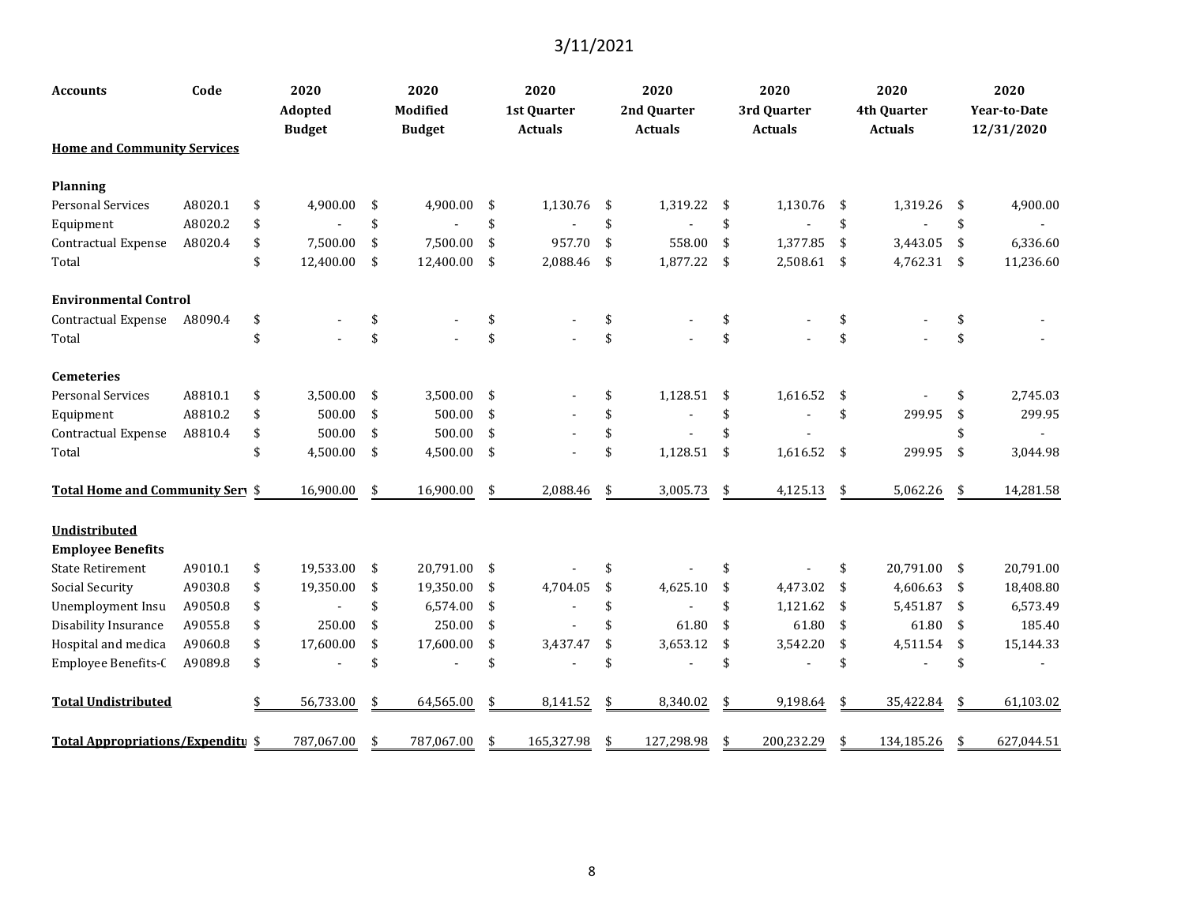3/11/2021

| Accounts | Code | 2020 Adopted Budget | 2020 Modified Budget | 2020 1st Quarter Actuals | 2020 2nd Quarter Actuals | 2020 3rd Quarter Actuals | 2020 4th Quarter Actuals | 2020 Year-to-Date 12/31/2020 |
|---|---|---|---|---|---|---|---|---|
| **Home and Community Services** | | | | | | | | |
| | | | | | | | | |
| **Planning** | | | | | | | | |
| Personal Services | A8020.1 | $ 4,900.00 | $ 4,900.00 | $ 1,130.76 | $ 1,319.22 | $ 1,130.76 | $ 1,319.26 | $ 4,900.00 |
| Equipment | A8020.2 | $ - | $ - | $ - | $ - | $ - | $ - | $ - |
| Contractual Expense | A8020.4 | $ 7,500.00 | $ 7,500.00 | $ 957.70 | $ 558.00 | $ 1,377.85 | $ 3,443.05 | $ 6,336.60 |
| Total | | $ 12,400.00 | $ 12,400.00 | $ 2,088.46 | $ 1,877.22 | $ 2,508.61 | $ 4,762.31 | $ 11,236.60 |
| | | | | | | | | |
| **Environmental Control** | | | | | | | | |
| Contractual Expense | A8090.4 | $ - | $ - | $ - | $ - | $ - | $ - | $ - |
| Total | | $ - | $ - | $ - | $ - | $ - | $ - | $ - |
| | | | | | | | | |
| **Cemeteries** | | | | | | | | |
| Personal Services | A8810.1 | $ 3,500.00 | $ 3,500.00 | $ - | $ 1,128.51 | $ 1,616.52 | $ - | $ 2,745.03 |
| Equipment | A8810.2 | $ 500.00 | $ 500.00 | $ - | $ - | $ - | $ 299.95 | $ 299.95 |
| Contractual Expense | A8810.4 | $ 500.00 | $ 500.00 | $ - | $ - | $ - | | $ - |
| Total | | $ 4,500.00 | $ 4,500.00 | $ - | $ 1,128.51 | $ 1,616.52 | $ 299.95 | $ 3,044.98 |
| | | | | | | | | |
| **Total Home and Community Serv** | | $ 16,900.00 | $ 16,900.00 | $ 2,088.46 | $ 3,005.73 | $ 4,125.13 | $ 5,062.26 | $ 14,281.58 |
| | | | | | | | | |
| **Undistributed** | | | | | | | | |
| **Employee Benefits** | | | | | | | | |
| State Retirement | A9010.1 | $ 19,533.00 | $ 20,791.00 | $ - | $ - | $ - | $ 20,791.00 | $ 20,791.00 |
| Social Security | A9030.8 | $ 19,350.00 | $ 19,350.00 | $ 4,704.05 | $ 4,625.10 | $ 4,473.02 | $ 4,606.63 | $ 18,408.80 |
| Unemployment Insu | A9050.8 | $ - | $ 6,574.00 | $ - | $ - | $ 1,121.62 | $ 5,451.87 | $ 6,573.49 |
| Disability Insurance | A9055.8 | $ 250.00 | $ 250.00 | $ - | $ 61.80 | $ 61.80 | $ 61.80 | $ 185.40 |
| Hospital and medica | A9060.8 | $ 17,600.00 | $ 17,600.00 | $ 3,437.47 | $ 3,653.12 | $ 3,542.20 | $ 4,511.54 | $ 15,144.33 |
| Employee Benefits-C | A9089.8 | $ - | $ - | $ - | $ - | $ - | $ - | $ - |
| | | | | | | | | |
| **Total Undistributed** | | $ 56,733.00 | $ 64,565.00 | $ 8,141.52 | $ 8,340.02 | $ 9,198.64 | $ 35,422.84 | $ 61,103.02 |
| | | | | | | | | |
| **Total Appropriations/Expenditu** | | $ 787,067.00 | $ 787,067.00 | $ 165,327.98 | $ 127,298.98 | $ 200,232.29 | $ 134,185.26 | $ 627,044.51 |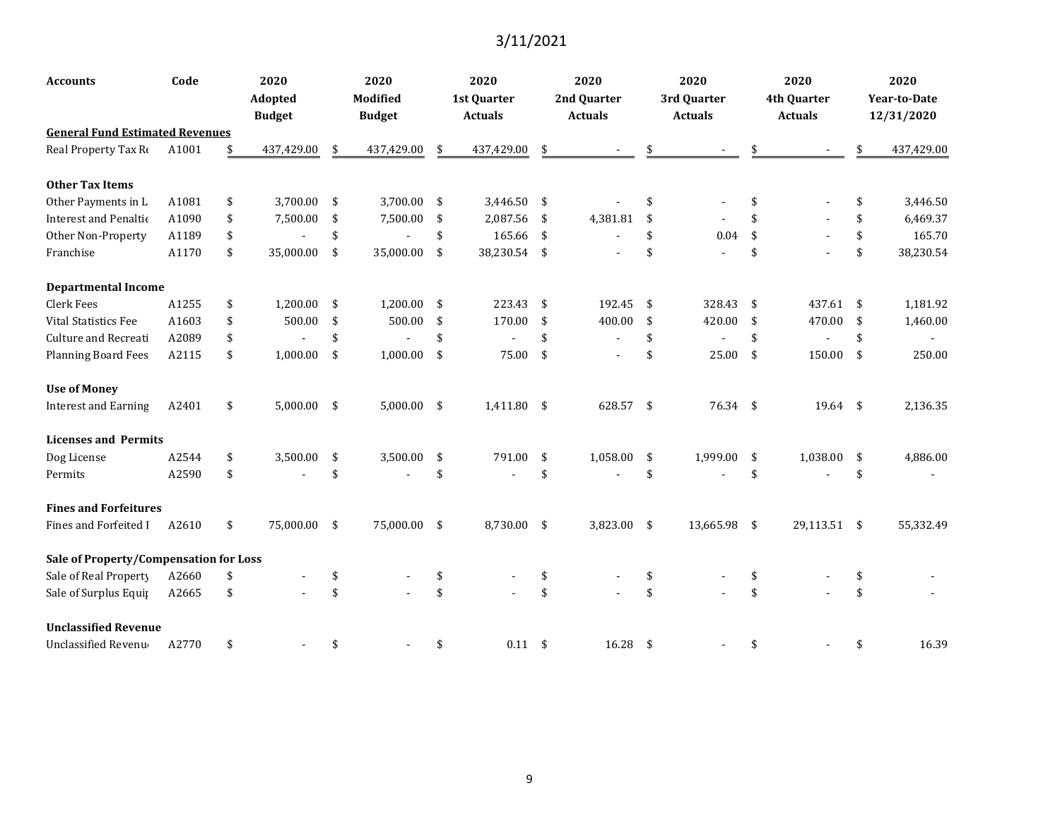3/11/2021

| Accounts | Code | 2020 Adopted Budget | 2020 Modified Budget | 2020 1st Quarter Actuals | 2020 2nd Quarter Actuals | 2020 3rd Quarter Actuals | 2020 4th Quarter Actuals | 2020 Year-to-Date 12/31/2020 |
|---|---|---|---|---|---|---|---|---|
| **General Fund Estimated Revenues** | | | | | | | | |
| Real Property Tax Re | A1001 | $ 437,429.00 | $ 437,429.00 | $ 437,429.00 | $ - | $ - | $ - | $ 437,429.00 |
| **Other Tax Items** | | | | | | | | |
| Other Payments in L | A1081 | $ 3,700.00 | $ 3,700.00 | $ 3,446.50 | $ - | $ - | $ - | $ 3,446.50 |
| Interest and Penaltie | A1090 | $ 7,500.00 | $ 7,500.00 | $ 2,087.56 | $ 4,381.81 | $ - | $ - | $ 6,469.37 |
| Other Non-Property | A1189 | $ - | $ - | $ 165.66 | $ - | $ 0.04 | $ - | $ 165.70 |
| Franchise | A1170 | $ 35,000.00 | $ 35,000.00 | $ 38,230.54 | $ - | $ - | $ - | $ 38,230.54 |
| **Departmental Income** | | | | | | | | |
| Clerk Fees | A1255 | $ 1,200.00 | $ 1,200.00 | $ 223.43 | $ 192.45 | $ 328.43 | $ 437.61 | $ 1,181.92 |
| Vital Statistics Fee | A1603 | $ 500.00 | $ 500.00 | $ 170.00 | $ 400.00 | $ 420.00 | $ 470.00 | $ 1,460.00 |
| Culture and Recreati | A2089 | $ - | $ - | $ - | $ - | $ - | $ - | $ - |
| Planning Board Fees | A2115 | $ 1,000.00 | $ 1,000.00 | $ 75.00 | $ - | $ 25.00 | $ 150.00 | $ 250.00 |
| **Use of Money** | | | | | | | | |
| Interest and Earning | A2401 | $ 5,000.00 | $ 5,000.00 | $ 1,411.80 | $ 628.57 | $ 76.34 | $ 19.64 | $ 2,136.35 |
| **Licenses and Permits** | | | | | | | | |
| Dog License | A2544 | $ 3,500.00 | $ 3,500.00 | $ 791.00 | $ 1,058.00 | $ 1,999.00 | $ 1,038.00 | $ 4,886.00 |
| Permits | A2590 | $ - | $ - | $ - | $ - | $ - | $ - | $ - |
| **Fines and Forfeitures** | | | | | | | | |
| Fines and Forfeited I | A2610 | $ 75,000.00 | $ 75,000.00 | $ 8,730.00 | $ 3,823.00 | $ 13,665.98 | $ 29,113.51 | $ 55,332.49 |
| **Sale of Property/Compensation for Loss** | | | | | | | | |
| Sale of Real Property | A2660 | $ - | $ - | $ - | $ - | $ - | $ - | $ - |
| Sale of Surplus Equip | A2665 | $ - | $ - | $ - | $ - | $ - | $ - | $ - |
| **Unclassified Revenue** | | | | | | | | |
| Unclassified Revenu | A2770 | $ - | $ - | $ 0.11 | $ 16.28 | $ - | $ - | $ 16.39 |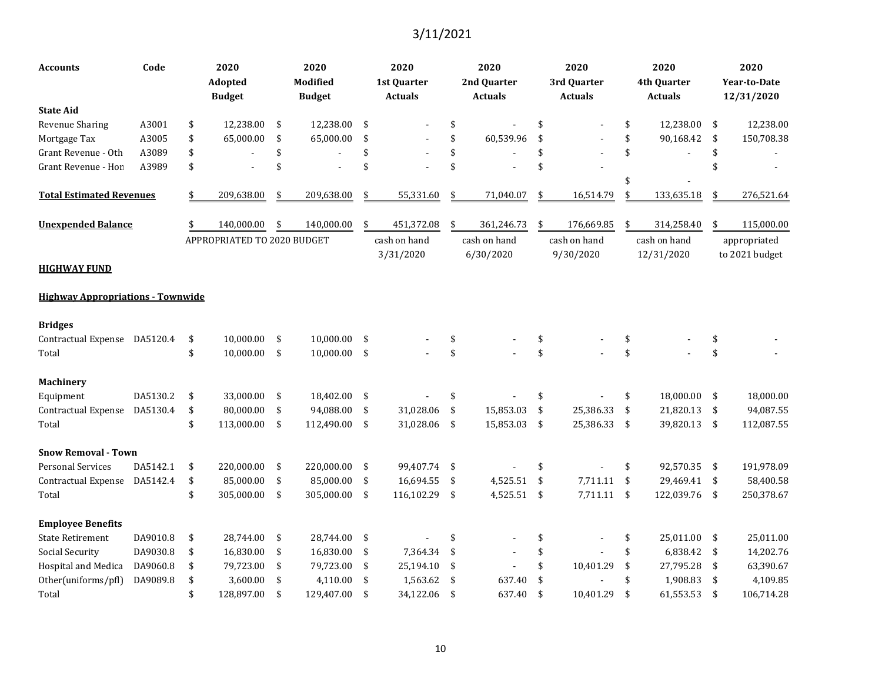3/11/2021

| Accounts | Code | 2020 Adopted Budget | 2020 Modified Budget | 2020 1st Quarter Actuals | 2020 2nd Quarter Actuals | 2020 3rd Quarter Actuals | 2020 4th Quarter Actuals | 2020 Year-to-Date 12/31/2020 |
|---|---|---|---|---|---|---|---|---|
| **State Aid** | | | | | | | | |
| Revenue Sharing | A3001 | $ 12,238.00 | $ 12,238.00 | $ - | $ - | $ - | $ 12,238.00 | $ 12,238.00 |
| Mortgage Tax | A3005 | $ 65,000.00 | $ 65,000.00 | $ - | $ 60,539.96 | $ - | $ 90,168.42 | $ 150,708.38 |
| Grant Revenue - Oth | A3089 | $ - | $ - | $ - | $ - | $ - | $ - | $ - |
| Grant Revenue - Hon | A3989 | $ - | $ - | $ - | $ - | $ - | | $ - |
| | | | | | | | $ - | |
| **Total Estimated Revenues** | | $ 209,638.00 | $ 209,638.00 | $ 55,331.60 | $ 71,040.07 | $ 16,514.79 | $ 133,635.18 | $ 276,521.64 |
| | | | | | | | | |
| **Unexpended Balance** | | $ 140,000.00 | $ 140,000.00 | $ 451,372.08 | $ 361,246.73 | $ 176,669.85 | $ 314,258.40 | $ 115,000.00 |
| | | APPROPRIATED TO 2020 BUDGET | | cash on hand 3/31/2020 | cash on hand 6/30/2020 | cash on hand 9/30/2020 | cash on hand 12/31/2020 | appropriated to 2021 budget |
| **HIGHWAY FUND** | | | | | | | | |
| **Highway Appropriations - Townwide** | | | | | | | | |
| **Bridges** | | | | | | | | |
| Contractual Expense | DA5120.4 | $ 10,000.00 | $ 10,000.00 | $ - | $ - | $ - | $ - | $ - |
| Total | | $ 10,000.00 | $ 10,000.00 | $ - | $ - | $ - | $ - | $ - |
| **Machinery** | | | | | | | | |
| Equipment | DA5130.2 | $ 33,000.00 | $ 18,402.00 | $ - | $ - | $ - | $ 18,000.00 | $ 18,000.00 |
| Contractual Expense | DA5130.4 | $ 80,000.00 | $ 94,088.00 | $ 31,028.06 | $ 15,853.03 | $ 25,386.33 | $ 21,820.13 | $ 94,087.55 |
| Total | | $ 113,000.00 | $ 112,490.00 | $ 31,028.06 | $ 15,853.03 | $ 25,386.33 | $ 39,820.13 | $ 112,087.55 |
| **Snow Removal - Town** | | | | | | | | |
| Personal Services | DA5142.1 | $ 220,000.00 | $ 220,000.00 | $ 99,407.74 | $ - | $ - | $ 92,570.35 | $ 191,978.09 |
| Contractual Expense | DA5142.4 | $ 85,000.00 | $ 85,000.00 | $ 16,694.55 | $ 4,525.51 | $ 7,711.11 | $ 29,469.41 | $ 58,400.58 |
| Total | | $ 305,000.00 | $ 305,000.00 | $ 116,102.29 | $ 4,525.51 | $ 7,711.11 | $ 122,039.76 | $ 250,378.67 |
| **Employee Benefits** | | | | | | | | |
| State Retirement | DA9010.8 | $ 28,744.00 | $ 28,744.00 | $ - | $ - | $ - | $ 25,011.00 | $ 25,011.00 |
| Social Security | DA9030.8 | $ 16,830.00 | $ 16,830.00 | $ 7,364.34 | $ - | $ - | $ 6,838.42 | $ 14,202.76 |
| Hospital and Medica | DA9060.8 | $ 79,723.00 | $ 79,723.00 | $ 25,194.10 | $ - | $ 10,401.29 | $ 27,795.28 | $ 63,390.67 |
| Other(uniforms/pfl) | DA9089.8 | $ 3,600.00 | $ 4,110.00 | $ 1,563.62 | $ 637.40 | $ - | $ 1,908.83 | $ 4,109.85 |
| Total | | $ 128,897.00 | $ 129,407.00 | $ 34,122.06 | $ 637.40 | $ 10,401.29 | $ 61,553.53 | $ 106,714.28 |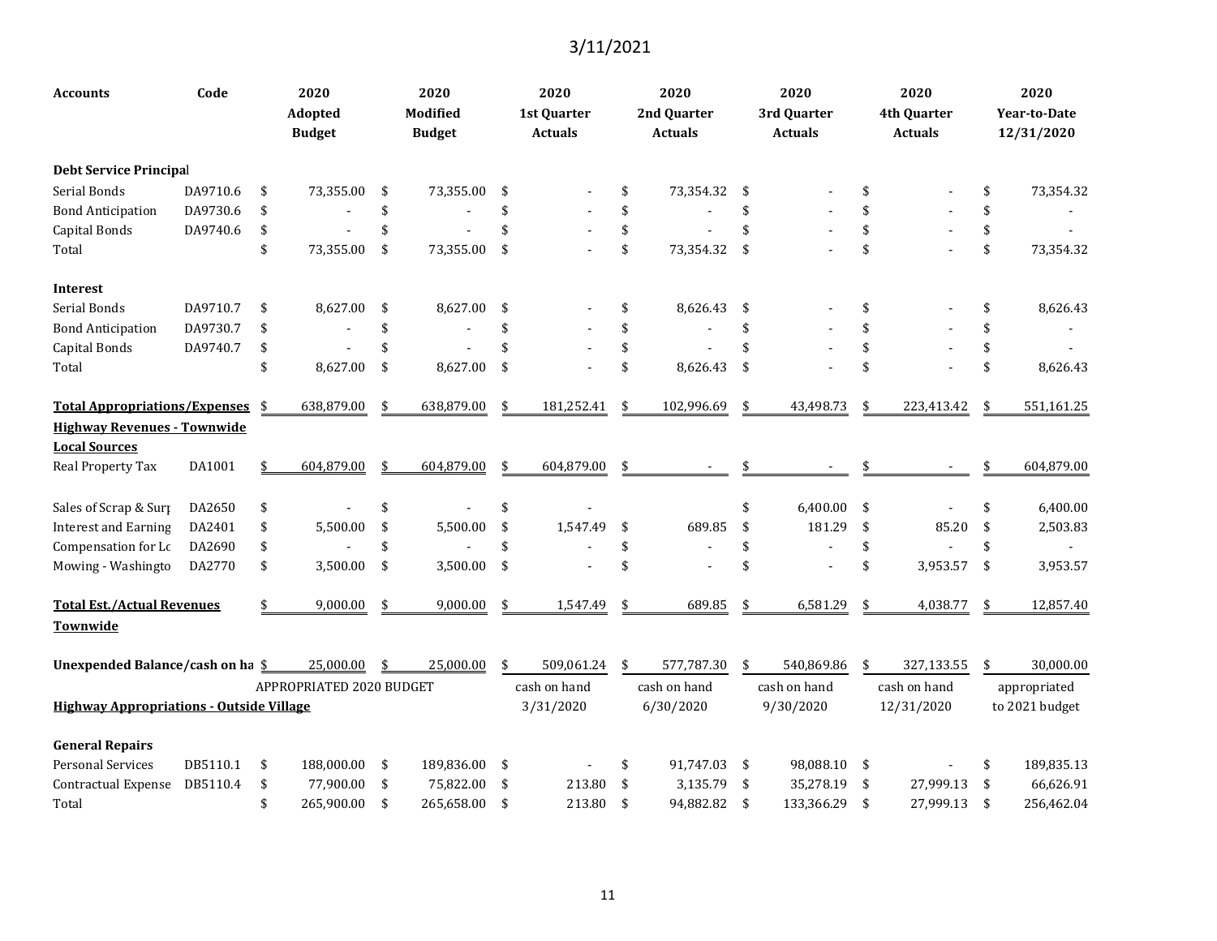3/11/2021

| Accounts | Code | 2020 Adopted Budget | 2020 Modified Budget | 2020 1st Quarter Actuals | 2020 2nd Quarter Actuals | 2020 3rd Quarter Actuals | 2020 4th Quarter Actuals | 2020 Year-to-Date 12/31/2020 |
|---|---|---|---|---|---|---|---|---|
| **Debt Service Principal** | | | | | | | | |
| Serial Bonds | DA9710.6 | $ 73,355.00 | $ 73,355.00 | $ - | $ 73,354.32 | $ - | $ - | $ 73,354.32 |
| Bond Anticipation | DA9730.6 | $ - | $ - | $ - | $ - | $ - | $ - | $ - |
| Capital Bonds | DA9740.6 | $ - | $ - | $ - | $ - | $ - | $ - | $ - |
| Total | | $ 73,355.00 | $ 73,355.00 | $ - | $ 73,354.32 | $ - | $ - | $ 73,354.32 |
| **Interest** | | | | | | | | |
| Serial Bonds | DA9710.7 | $ 8,627.00 | $ 8,627.00 | $ - | $ 8,626.43 | $ - | $ - | $ 8,626.43 |
| Bond Anticipation | DA9730.7 | $ - | $ - | $ - | $ - | $ - | $ - | $ - |
| Capital Bonds | DA9740.7 | $ - | $ - | $ - | $ - | $ - | $ - | $ - |
| Total | | $ 8,627.00 | $ 8,627.00 | $ - | $ 8,626.43 | $ - | $ - | $ 8,626.43 |
| **Total Appropriations/Expenses** | | $ 638,879.00 | $ 638,879.00 | $ 181,252.41 | $ 102,996.69 | $ 43,498.73 | $ 223,413.42 | $ 551,161.25 |
| **Highway Revenues - Townwide** | | | | | | | | |
| **Local Sources** | | | | | | | | |
| Real Property Tax | DA1001 | $ 604,879.00 | $ 604,879.00 | $ 604,879.00 | $ - | $ - | $ - | $ 604,879.00 |
| Sales of Scrap & Surp | DA2650 | $ - | $ - | $ - | | $ 6,400.00 | $ - | $ 6,400.00 |
| Interest and Earning | DA2401 | $ 5,500.00 | $ 5,500.00 | $ 1,547.49 | $ 689.85 | $ 181.29 | $ 85.20 | $ 2,503.83 |
| Compensation for Lo | DA2690 | $ - | $ - | $ - | $ - | $ - | $ - | $ - |
| Mowing - Washingto | DA2770 | $ 3,500.00 | $ 3,500.00 | $ - | $ - | $ - | $ 3,953.57 | $ 3,953.57 |
| **Total Est./Actual Revenues Townwide** | | $ 9,000.00 | $ 9,000.00 | $ 1,547.49 | $ 689.85 | $ 6,581.29 | $ 4,038.77 | $ 12,857.40 |
| **Unexpended Balance/cash on ha** | | $ 25,000.00 | $ 25,000.00 | $ 509,061.24 | $ 577,787.30 | $ 540,869.86 | $ 327,133.55 | $ 30,000.00 |
| | | APPROPRIATED 2020 BUDGET | | cash on hand 3/31/2020 | cash on hand 6/30/2020 | cash on hand 9/30/2020 | cash on hand 12/31/2020 | appropriated to 2021 budget |
| **Highway Appropriations - Outside Village** | | | | | | | | |
| **General Repairs** | | | | | | | | |
| Personal Services | DB5110.1 | $ 188,000.00 | $ 189,836.00 | $ - | $ 91,747.03 | $ 98,088.10 | $ - | $ 189,835.13 |
| Contractual Expense | DB5110.4 | $ 77,900.00 | $ 75,822.00 | $ 213.80 | $ 3,135.79 | $ 35,278.19 | $ 27,999.13 | $ 66,626.91 |
| Total | | $ 265,900.00 | $ 265,658.00 | $ 213.80 | $ 94,882.82 | $ 133,366.29 | $ 27,999.13 | $ 256,462.04 |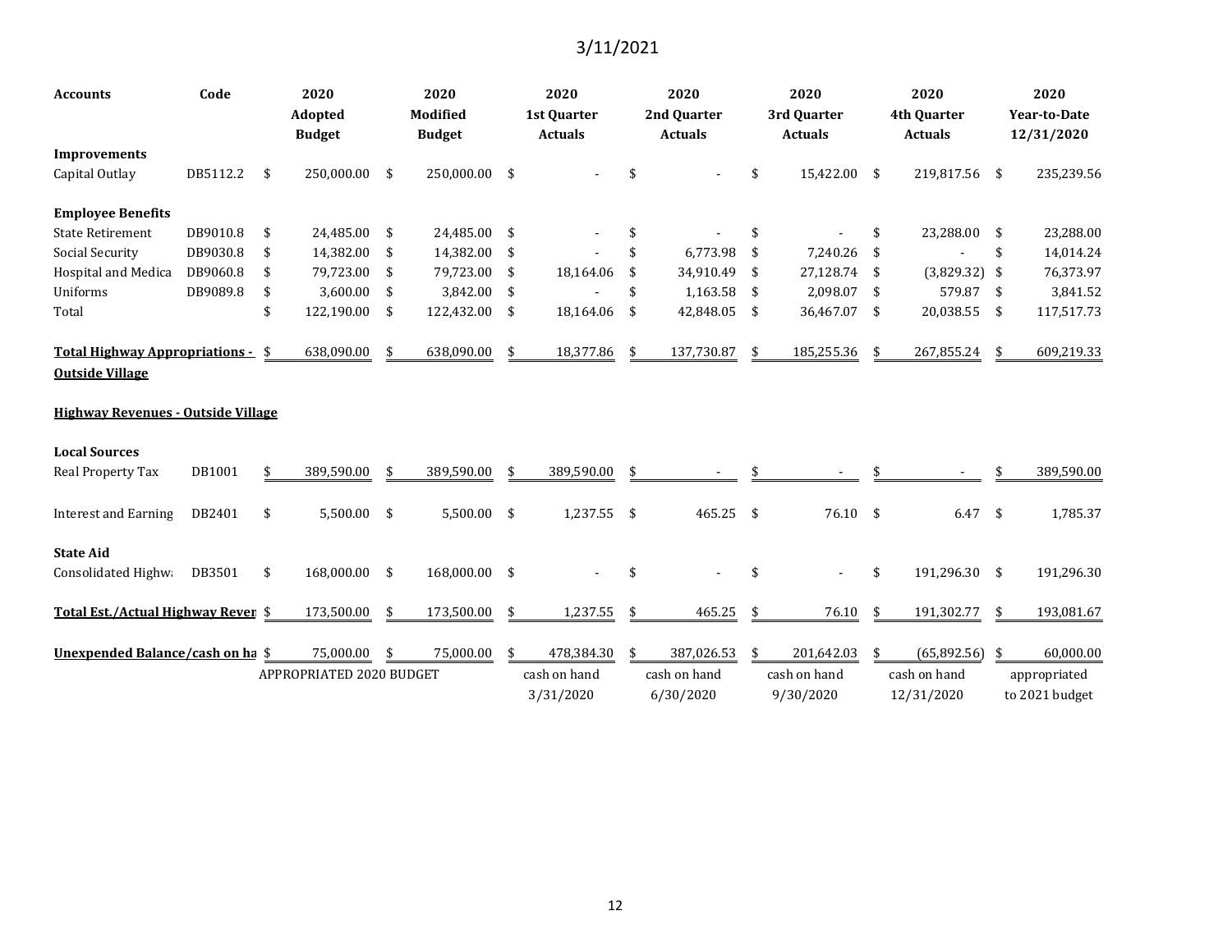3/11/2021

| Accounts | Code | 2020 Adopted Budget | 2020 Modified Budget | 2020 1st Quarter Actuals | 2020 2nd Quarter Actuals | 2020 3rd Quarter Actuals | 2020 4th Quarter Actuals | 2020 Year-to-Date 12/31/2020 |
|---|---|---|---|---|---|---|---|---|
| **Improvements** | | | | | | | | |
| Capital Outlay | DB5112.2 | $ 250,000.00 | $ 250,000.00 | $ - | $ - | $ 15,422.00 | $ 219,817.56 | $ 235,239.56 |
| **Employee Benefits** | | | | | | | | |
| State Retirement | DB9010.8 | $ 24,485.00 | $ 24,485.00 | $ - | $ - | $ - | $ 23,288.00 | $ 23,288.00 |
| Social Security | DB9030.8 | $ 14,382.00 | $ 14,382.00 | $ - | $ 6,773.98 | $ 7,240.26 | $ - | $ 14,014.24 |
| Hospital and Medica | DB9060.8 | $ 79,723.00 | $ 79,723.00 | $ 18,164.06 | $ 34,910.49 | $ 27,128.74 | $ (3,829.32) | $ 76,373.97 |
| Uniforms | DB9089.8 | $ 3,600.00 | $ 3,842.00 | $ - | $ 1,163.58 | $ 2,098.07 | $ 579.87 | $ 3,841.52 |
| Total | | $ 122,190.00 | $ 122,432.00 | $ 18,164.06 | $ 42,848.05 | $ 36,467.07 | $ 20,038.55 | $ 117,517.73 |
| **Total Highway Appropriations - Outside Village** | | $ 638,090.00 | $ 638,090.00 | $ 18,377.86 | $ 137,730.87 | $ 185,255.36 | $ 267,855.24 | $ 609,219.33 |
| **Highway Revenues - Outside Village** | | | | | | | | |
| **Local Sources** | | | | | | | | |
| Real Property Tax | DB1001 | $ 389,590.00 | $ 389,590.00 | $ 389,590.00 | $ - | $ - | $ - | $ 389,590.00 |
| Interest and Earning | DB2401 | $ 5,500.00 | $ 5,500.00 | $ 1,237.55 | $ 465.25 | $ 76.10 | $ 6.47 | $ 1,785.37 |
| **State Aid** | | | | | | | | |
| Consolidated Highw | DB3501 | $ 168,000.00 | $ 168,000.00 | $ - | $ - | $ - | $ 191,296.30 | $ 191,296.30 |
| **Total Est./Actual Highway Reven** | | $ 173,500.00 | $ 173,500.00 | $ 1,237.55 | $ 465.25 | $ 76.10 | $ 191,302.77 | $ 193,081.67 |
| **Unexpended Balance/cash on ha** | | $ 75,000.00 | $ 75,000.00 | $ 478,384.30 | $ 387,026.53 | $ 201,642.03 | $ (65,892.56) | $ 60,000.00 |
| | | APPROPRIATED 2020 BUDGET | | cash on hand 3/31/2020 | cash on hand 6/30/2020 | cash on hand 9/30/2020 | cash on hand 12/31/2020 | appropriated to 2021 budget |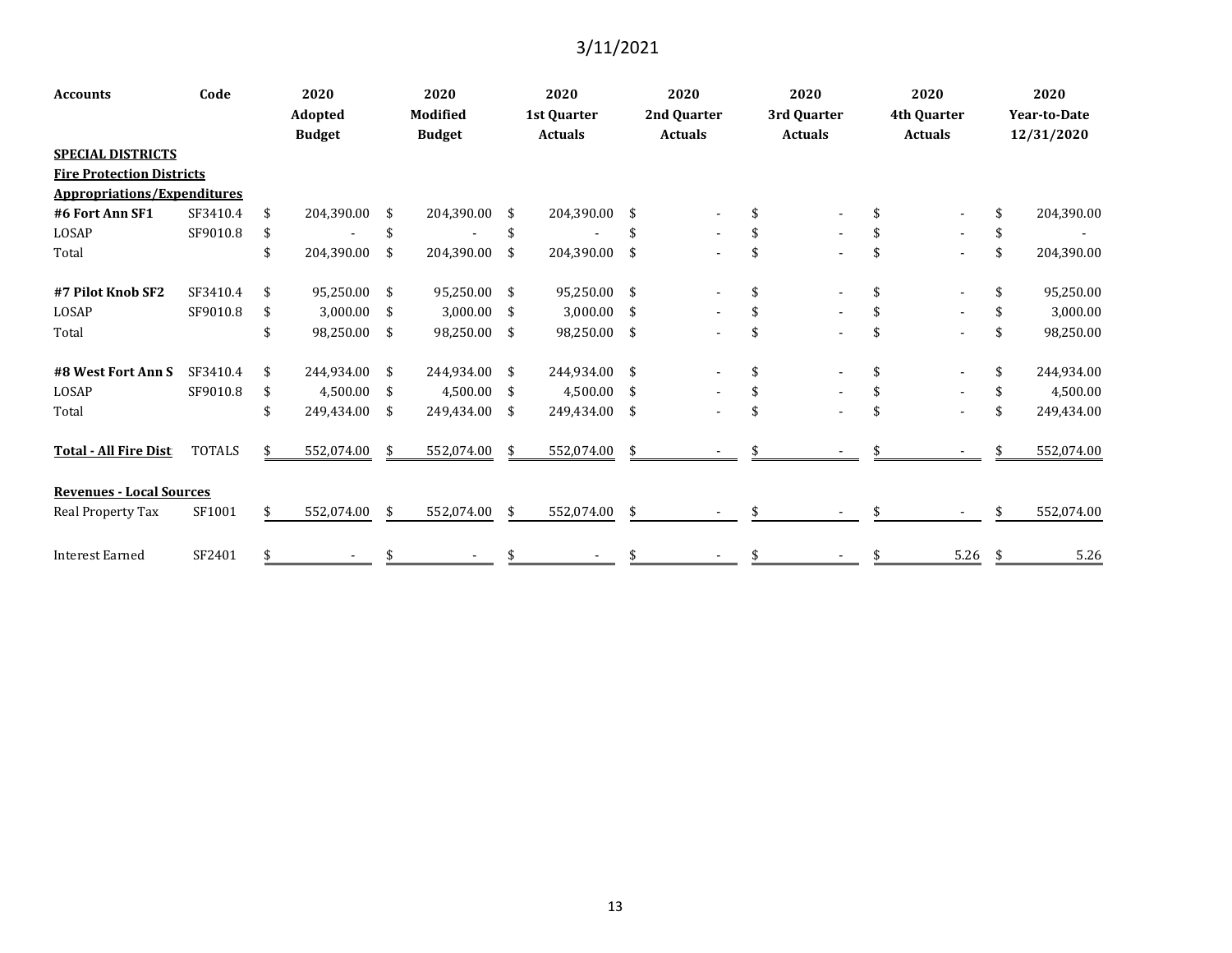3/11/2021

| Accounts | Code | 2020 Adopted Budget | 2020 Modified Budget | 2020 1st Quarter Actuals | 2020 2nd Quarter Actuals | 2020 3rd Quarter Actuals | 2020 4th Quarter Actuals | 2020 Year-to-Date 12/31/2020 |
|---|---|---|---|---|---|---|---|---|
| **SPECIAL DISTRICTS** | | | | | | | | |
| **Fire Protection Districts** | | | | | | | | |
| **Appropriations/Expenditures** | | | | | | | | |
| **#6 Fort Ann SF1** | SF3410.4 | $ 204,390.00 | $ 204,390.00 | $ 204,390.00 | $ - | $ - | $ - | $ 204,390.00 |
| LOSAP | SF9010.8 | $ - | $ - | $ - | $ - | $ - | $ - | $ - |
| Total | | $ 204,390.00 | $ 204,390.00 | $ 204,390.00 | $ - | $ - | $ - | $ 204,390.00 |
| **#7 Pilot Knob SF2** | SF3410.4 | $ 95,250.00 | $ 95,250.00 | $ 95,250.00 | $ - | $ - | $ - | $ 95,250.00 |
| LOSAP | SF9010.8 | $ 3,000.00 | $ 3,000.00 | $ 3,000.00 | $ - | $ - | $ - | $ 3,000.00 |
| Total | | $ 98,250.00 | $ 98,250.00 | $ 98,250.00 | $ - | $ - | $ - | $ 98,250.00 |
| **#8 West Fort Ann S** | SF3410.4 | $ 244,934.00 | $ 244,934.00 | $ 244,934.00 | $ - | $ - | $ - | $ 244,934.00 |
| LOSAP | SF9010.8 | $ 4,500.00 | $ 4,500.00 | $ 4,500.00 | $ - | $ - | $ - | $ 4,500.00 |
| Total | | $ 249,434.00 | $ 249,434.00 | $ 249,434.00 | $ - | $ - | $ - | $ 249,434.00 |
| **Total - All Fire Dist** | TOTALS | $ 552,074.00 | $ 552,074.00 | $ 552,074.00 | $ - | $ - | $ - | $ 552,074.00 |
| **Revenues - Local Sources** | | | | | | | | |
| Real Property Tax | SF1001 | $ 552,074.00 | $ 552,074.00 | $ 552,074.00 | $ - | $ - | $ - | $ 552,074.00 |
| Interest Earned | SF2401 | $ - | $ - | $ - | $ - | $ - | $ 5.26 | $ 5.26 |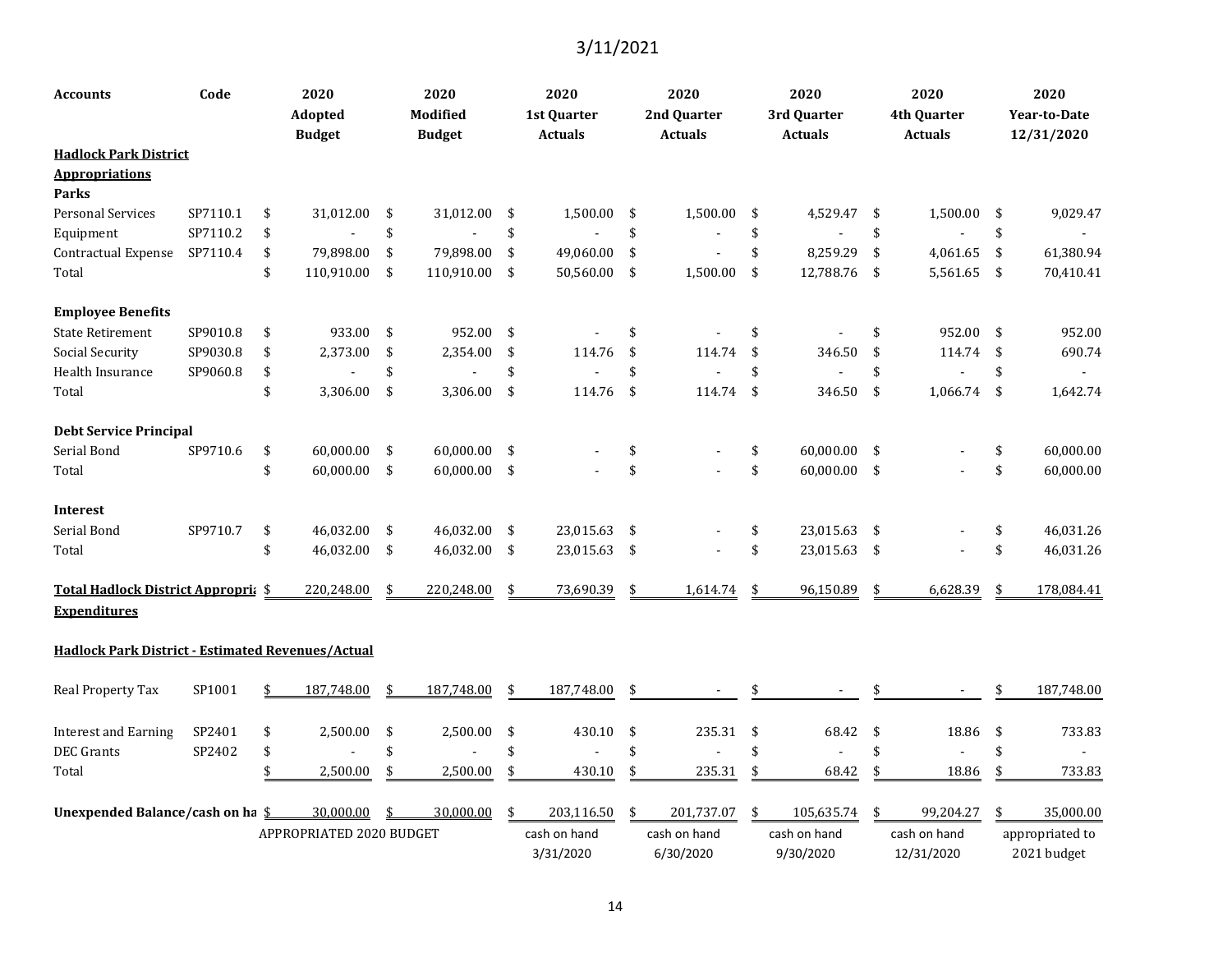3/11/2021

| Accounts | Code | 2020 Adopted Budget | 2020 Modified Budget | 2020 1st Quarter Actuals | 2020 2nd Quarter Actuals | 2020 3rd Quarter Actuals | 2020 4th Quarter Actuals | 2020 Year-to-Date 12/31/2020 |
|---|---|---|---|---|---|---|---|---|
| **Hadlock Park District** | | | | | | | | |
| **Appropriations** | | | | | | | | |
| **Parks** | | | | | | | | |
| Personal Services | SP7110.1 | $ 31,012.00 | $ 31,012.00 | $ 1,500.00 | $ 1,500.00 | $ 4,529.47 | $ 1,500.00 | $ 9,029.47 |
| Equipment | SP7110.2 | $ - | $ - | $ - | $ - | $ - | $ - | $ - |
| Contractual Expense | SP7110.4 | $ 79,898.00 | $ 79,898.00 | $ 49,060.00 | $ - | $ 8,259.29 | $ 4,061.65 | $ 61,380.94 |
| Total | | $ 110,910.00 | $ 110,910.00 | $ 50,560.00 | $ 1,500.00 | $ 12,788.76 | $ 5,561.65 | $ 70,410.41 |
| **Employee Benefits** | | | | | | | | |
| State Retirement | SP9010.8 | $ 933.00 | $ 952.00 | $ - | $ - | $ - | $ 952.00 | $ 952.00 |
| Social Security | SP9030.8 | $ 2,373.00 | $ 2,354.00 | $ 114.76 | $ 114.74 | $ 346.50 | $ 114.74 | $ 690.74 |
| Health Insurance | SP9060.8 | $ - | $ - | $ - | $ - | $ - | $ - | $ - |
| Total | | $ 3,306.00 | $ 3,306.00 | $ 114.76 | $ 114.74 | $ 346.50 | $ 1,066.74 | $ 1,642.74 |
| **Debt Service Principal** | | | | | | | | |
| Serial Bond | SP9710.6 | $ 60,000.00 | $ 60,000.00 | $ - | $ - | $ 60,000.00 | $ - | $ 60,000.00 |
| Total | | $ 60,000.00 | $ 60,000.00 | $ - | $ - | $ 60,000.00 | $ - | $ 60,000.00 |
| **Interest** | | | | | | | | |
| Serial Bond | SP9710.7 | $ 46,032.00 | $ 46,032.00 | $ 23,015.63 | $ - | $ 23,015.63 | $ - | $ 46,031.26 |
| Total | | $ 46,032.00 | $ 46,032.00 | $ 23,015.63 | $ - | $ 23,015.63 | $ - | $ 46,031.26 |
| **Total Hadlock District Appropria Expenditures** | | $ 220,248.00 | $ 220,248.00 | $ 73,690.39 | $ 1,614.74 | $ 96,150.89 | $ 6,628.39 | $ 178,084.41 |
| **Hadlock Park District - Estimated Revenues/Actual** | | | | | | | | |
| Real Property Tax | SP1001 | $ 187,748.00 | $ 187,748.00 | $ 187,748.00 | $ - | $ - | $ - | $ 187,748.00 |
| Interest and Earning | SP2401 | $ 2,500.00 | $ 2,500.00 | $ 430.10 | $ 235.31 | $ 68.42 | $ 18.86 | $ 733.83 |
| DEC Grants | SP2402 | $ - | $ - | $ - | $ - | $ - | $ - | $ - |
| Total | | $ 2,500.00 | $ 2,500.00 | $ 430.10 | $ 235.31 | $ 68.42 | $ 18.86 | $ 733.83 |
| **Unexpended Balance/cash on ha** | | $ 30,000.00 | $ 30,000.00 | $ 203,116.50 | $ 201,737.07 | $ 105,635.74 | $ 99,204.27 | $ 35,000.00 |
| | | APPROPRIATED 2020 BUDGET | | cash on hand 3/31/2020 | cash on hand 6/30/2020 | cash on hand 9/30/2020 | cash on hand 12/31/2020 | appropriated to 2021 budget |